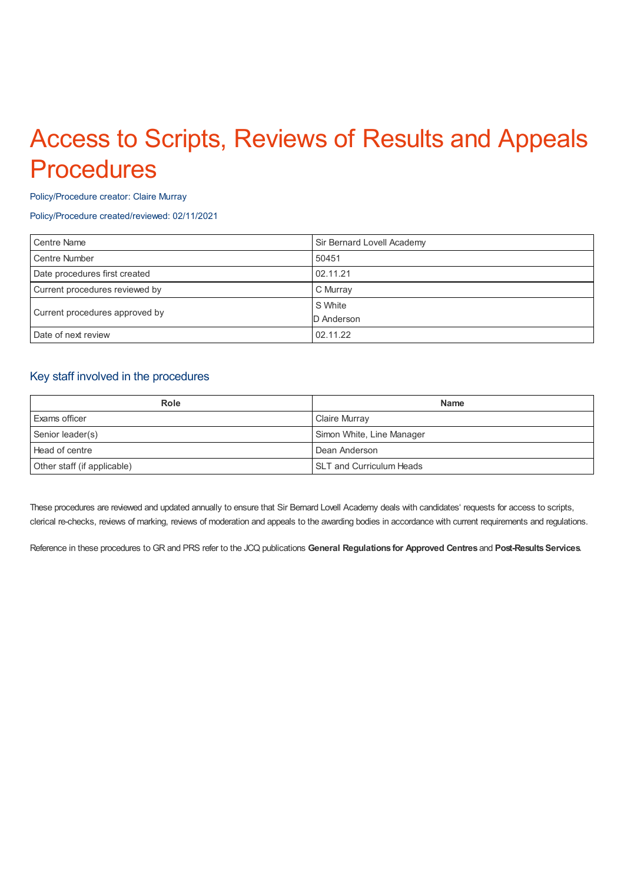# Access to Scripts, Reviews of Results and Appeals Procedures

Policy/Procedure creator: Claire Murray

Policy/Procedure created/reviewed: 02/11/2021

| | |
|---|---|
| Centre Name | Sir Bernard Lovell Academy |
| Centre Number | 50451 |
| Date procedures first created | 02.11.21 |
| Current procedures reviewed by | C Murray |
| Current procedures approved by | S White<br>D Anderson |
| Date of next review | 02.11.22 |

## Key staff involved in the procedures

| Role | Name |
|---|---|
| Exams officer | Claire Murray |
| Senior leader(s) | Simon White, Line Manager |
| Head of centre | Dean Anderson |
| Other staff (if applicable) | SLT and Curriculum Heads |

These procedures are reviewed and updated annually to ensure that Sir Bernard Lovell Academy deals with candidates' requests for access to scripts, clerical re-checks, reviews of marking, reviews of moderation and appeals to the awarding bodies in accordance with current requirements and regulations.

Reference in these procedures to GR and PRS refer to the JCQ publications **General Regulations for Approved Centres** and **Post-Results Services**.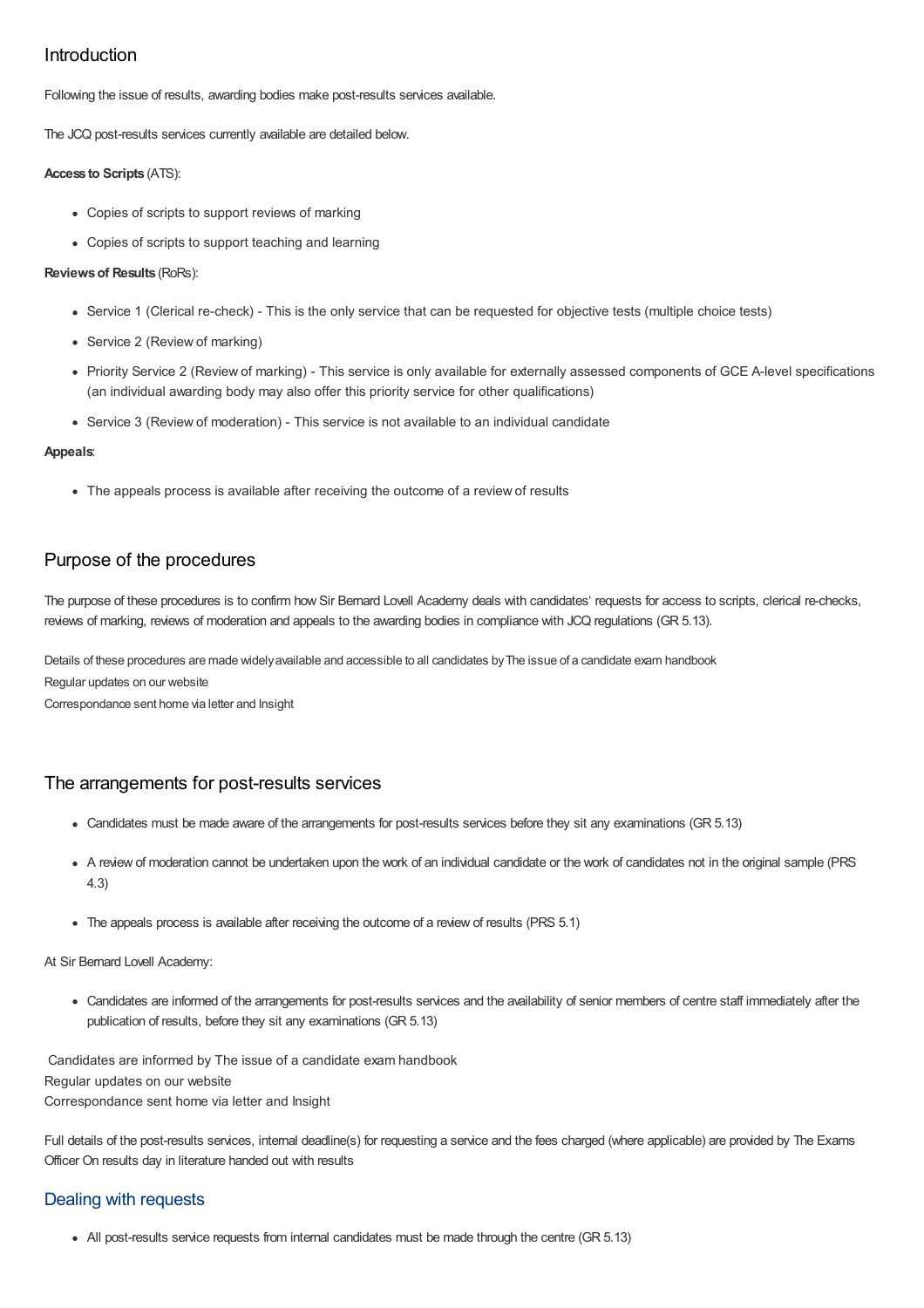## Introduction

Following the issue of results, awarding bodies make post-results services available.

The JCQ post-results services currently available are detailed below.

**Access to Scripts** (ATS):

- Copies of scripts to support reviews of marking
- Copies of scripts to support teaching and learning

**Reviews of Results** (RoRs):

- Service 1 (Clerical re-check) - This is the only service that can be requested for objective tests (multiple choice tests)
- Service 2 (Review of marking)
- Priority Service 2 (Review of marking) - This service is only available for externally assessed components of GCE A-level specifications (an individual awarding body may also offer this priority service for other qualifications)
- Service 3 (Review of moderation) - This service is not available to an individual candidate

**Appeals**:

- The appeals process is available after receiving the outcome of a review of results

## Purpose of the procedures

The purpose of these procedures is to confirm how Sir Bernard Lovell Academy deals with candidates' requests for access to scripts, clerical re-checks, reviews of marking, reviews of moderation and appeals to the awarding bodies in compliance with JCQ regulations (GR 5.13).

Details of these procedures are made widely available and accessible to all candidates by The issue of a candidate exam handbook
Regular updates on our website
Correspondance sent home via letter and Insight

## The arrangements for post-results services

- Candidates must be made aware of the arrangements for post-results services before they sit any examinations (GR 5.13)
- A review of moderation cannot be undertaken upon the work of an individual candidate or the work of candidates not in the original sample (PRS 4.3)
- The appeals process is available after receiving the outcome of a review of results (PRS 5.1)

At Sir Bernard Lovell Academy:

- Candidates are informed of the arrangements for post-results services and the availability of senior members of centre staff immediately after the publication of results, before they sit any examinations (GR 5.13)

Candidates are informed by The issue of a candidate exam handbook
Regular updates on our website
Correspondance sent home via letter and Insight

Full details of the post-results services, internal deadline(s) for requesting a service and the fees charged (where applicable) are provided by The Exams Officer On results day in literature handed out with results

### Dealing with requests

- All post-results service requests from internal candidates must be made through the centre (GR 5.13)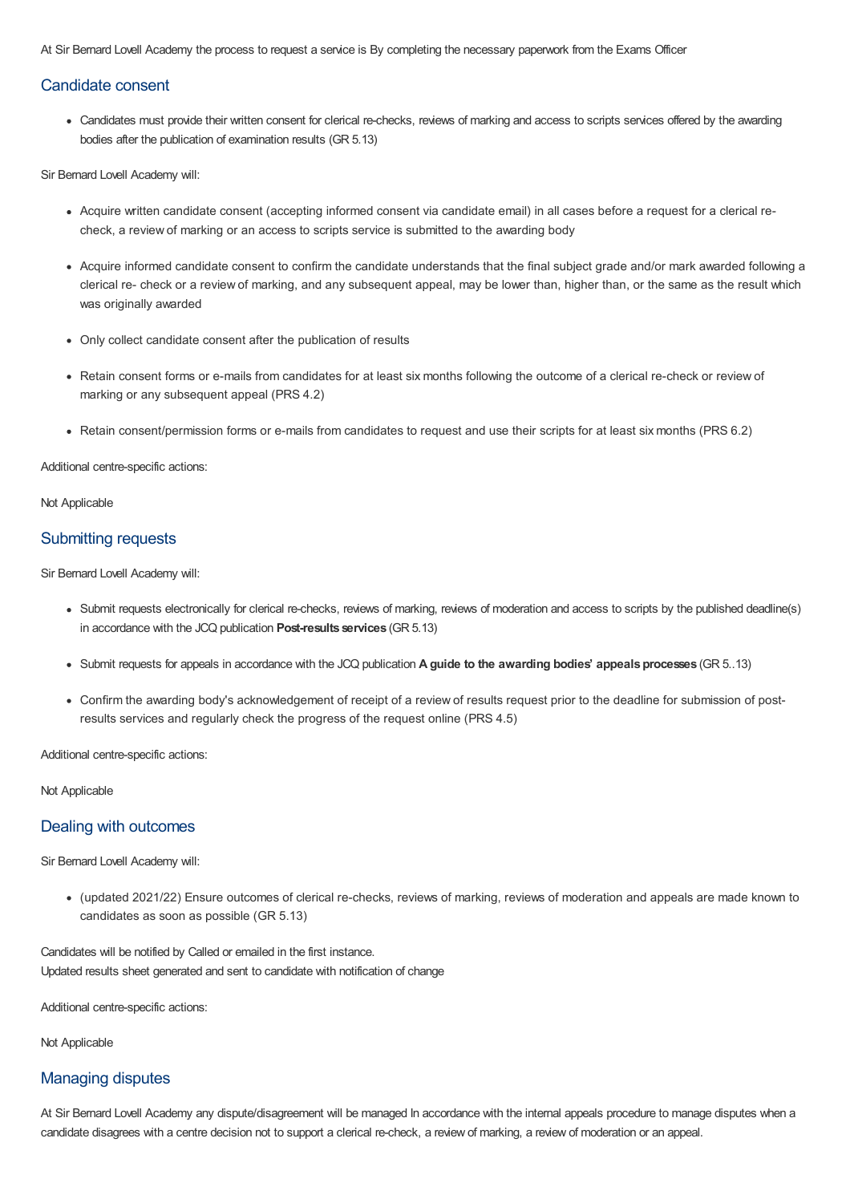At Sir Bernard Lovell Academy the process to request a service is By completing the necessary paperwork from the Exams Officer

## Candidate consent

- Candidates must provide their written consent for clerical re-checks, reviews of marking and access to scripts services offered by the awarding bodies after the publication of examination results (GR 5.13)

Sir Bernard Lovell Academy will:

- Acquire written candidate consent (accepting informed consent via candidate email) in all cases before a request for a clerical re-check, a review of marking or an access to scripts service is submitted to the awarding body
- Acquire informed candidate consent to confirm the candidate understands that the final subject grade and/or mark awarded following a clerical re- check or a review of marking, and any subsequent appeal, may be lower than, higher than, or the same as the result which was originally awarded
- Only collect candidate consent after the publication of results
- Retain consent forms or e-mails from candidates for at least six months following the outcome of a clerical re-check or review of marking or any subsequent appeal (PRS 4.2)
- Retain consent/permission forms or e-mails from candidates to request and use their scripts for at least six months (PRS 6.2)

Additional centre-specific actions:

Not Applicable

## Submitting requests

Sir Bernard Lovell Academy will:

- Submit requests electronically for clerical re-checks, reviews of marking, reviews of moderation and access to scripts by the published deadline(s) in accordance with the JCQ publication **Post-results services** (GR 5.13)
- Submit requests for appeals in accordance with the JCQ publication **A guide to the awarding bodies' appeals processes** (GR 5..13)
- Confirm the awarding body's acknowledgement of receipt of a review of results request prior to the deadline for submission of post-results services and regularly check the progress of the request online (PRS 4.5)

Additional centre-specific actions:

Not Applicable

## Dealing with outcomes

Sir Bernard Lovell Academy will:

- (updated 2021/22) Ensure outcomes of clerical re-checks, reviews of marking, reviews of moderation and appeals are made known to candidates as soon as possible (GR 5.13)

Candidates will be notified by Called or emailed in the first instance.
Updated results sheet generated and sent to candidate with notification of change

Additional centre-specific actions:

Not Applicable

## Managing disputes

At Sir Bernard Lovell Academy any dispute/disagreement will be managed In accordance with the internal appeals procedure to manage disputes when a candidate disagrees with a centre decision not to support a clerical re-check, a review of marking, a review of moderation or an appeal.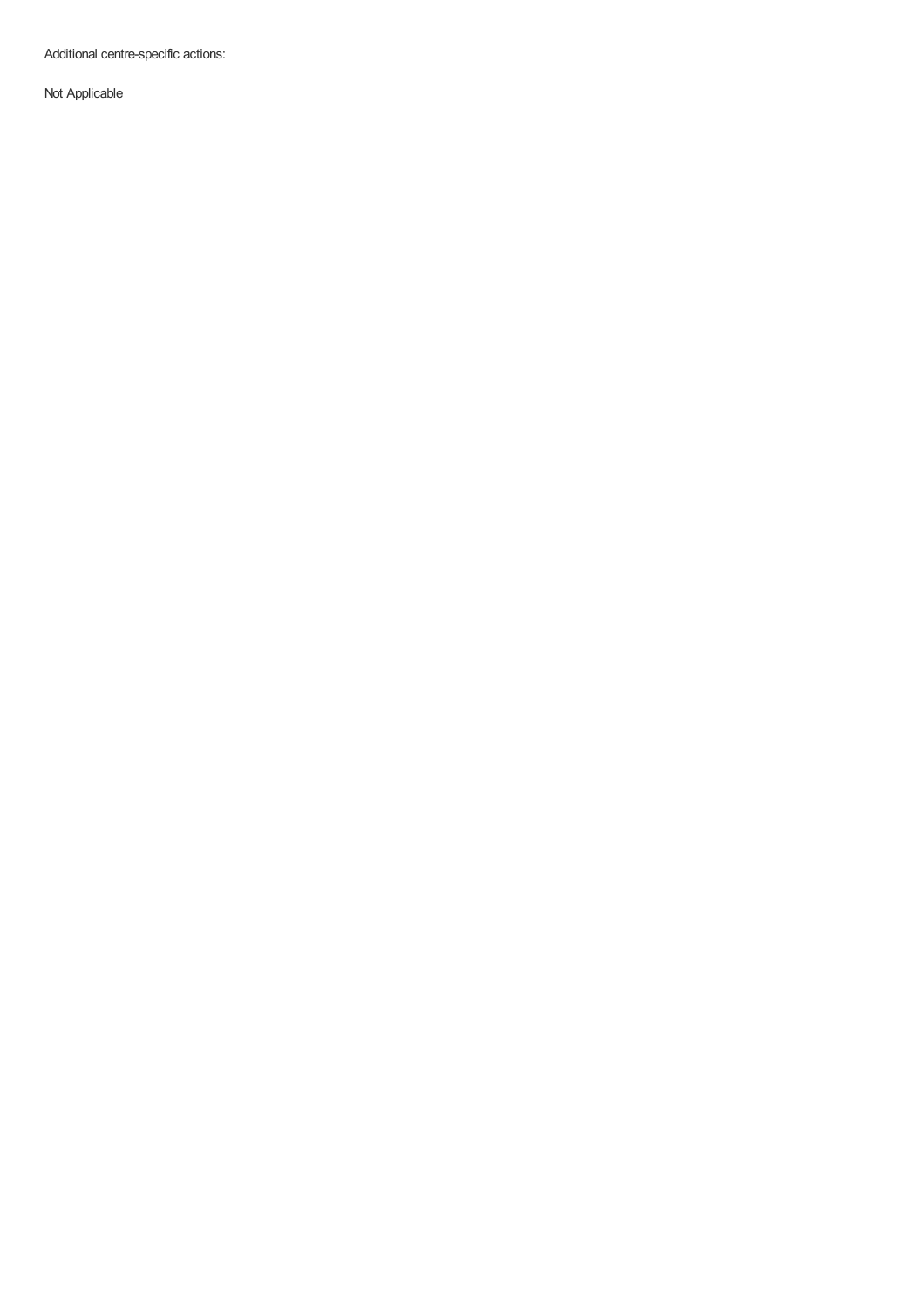Additional centre-specific actions:

Not Applicable